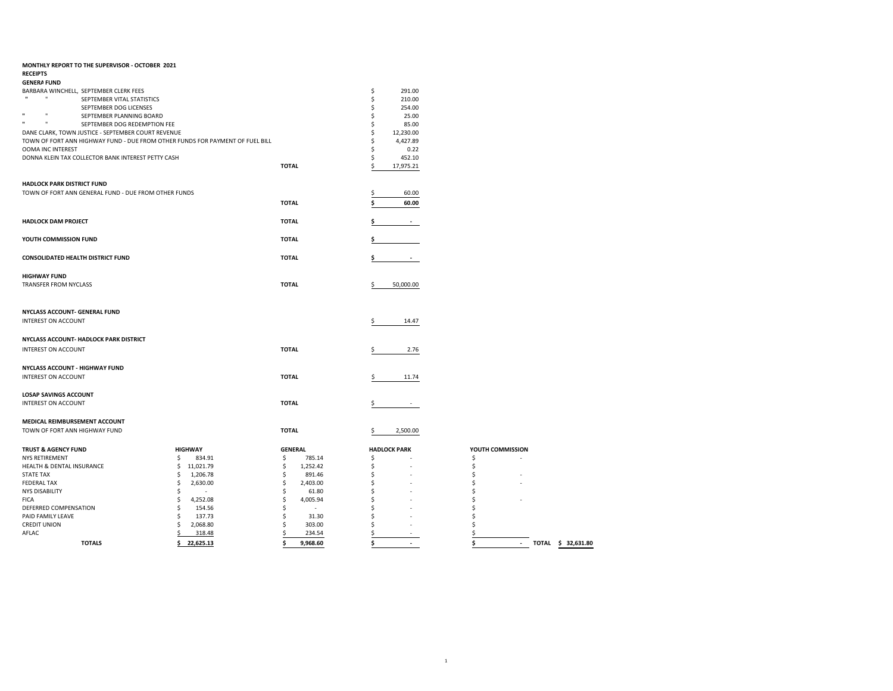**MONTHLY REPORT TO THE SUPERVISOR - OCTOBER 2021**

**RECEIPTS**

**GENERA FUND**

| | | |
|---|---|---|
| BARBARA WINCHELL, SEPTEMBER CLERK FEES | | $ 291.00 |
| " " SEPTEMBER VITAL STATISTICS | | $ 210.00 |
| SEPTEMBER DOG LICENSES | | $ 254.00 |
| " " SEPTEMBER PLANNING BOARD | | $ 25.00 |
| " " SEPTEMBER DOG REDEMPTION FEE | | $ 85.00 |
| DANE CLARK, TOWN JUSTICE - SEPTEMBER COURT REVENUE | | $ 12,230.00 |
| TOWN OF FORT ANN HIGHWAY FUND - DUE FROM OTHER FUNDS FOR PAYMENT OF FUEL BILL | | $ 4,427.89 |
| OOMA INC INTEREST | | $ 0.22 |
| DONNA KLEIN TAX COLLECTOR BANK INTEREST PETTY CASH | | $ 452.10 |
| | **TOTAL** | $ 17,975.21 |

**HADLOCK PARK DISTRICT FUND**

| | | |
|---|---|---|
| TOWN OF FORT ANN GENERAL FUND - DUE FROM OTHER FUNDS | | $ 60.00 |
| | **TOTAL** | **$ 60.00** |

| | | |
|---|---|---|
| **HADLOCK DAM PROJECT** | **TOTAL** | $ - |
| **YOUTH COMMISSION FUND** | **TOTAL** | $ |
| **CONSOLIDATED HEALTH DISTRICT FUND** | **TOTAL** | $ - |

**HIGHWAY FUND**

| | | |
|---|---|---|
| TRANSFER FROM NYCLASS | **TOTAL** | $ 50,000.00 |

**NYCLASS ACCOUNT- GENERAL FUND**

| | | |
|---|---|---|
| INTEREST ON ACCOUNT | | $ 14.47 |

**NYCLASS ACCOUNT- HADLOCK PARK DISTRICT**

| | | |
|---|---|---|
| INTEREST ON ACCOUNT | **TOTAL** | $ 2.76 |

**NYCLASS ACCOUNT - HIGHWAY FUND**

| | | |
|---|---|---|
| INTEREST ON ACCOUNT | **TOTAL** | $ 11.74 |

**LOSAP SAVINGS ACCOUNT**

| | | |
|---|---|---|
| INTEREST ON ACCOUNT | **TOTAL** | $ - |

**MEDICAL REIMBURSEMENT ACCOUNT**

| | | |
|---|---|---|
| TOWN OF FORT ANN HIGHWAY FUND | **TOTAL** | $ 2,500.00 |

| **TRUST & AGENCY FUND** | **HIGHWAY** | **GENERAL** | **HADLOCK PARK** | **YOUTH COMMISSION** | |
|---|---|---|---|---|---|
| NYS RETIREMENT | $ 834.91 | $ 785.14 | $ - | $ - | |
| HEALTH & DENTAL INSURANCE | $ 11,021.79 | $ 1,252.42 | $ - | $ | |
| STATE TAX | $ 1,206.78 | $ 891.46 | $ - | $ - | |
| FEDERAL TAX | $ 2,630.00 | $ 2,403.00 | $ - | $ - | |
| NYS DISABILITY | $ - | $ 61.80 | $ - | $ | |
| FICA | $ 4,252.08 | $ 4,005.94 | $ - | $ - | |
| DEFERRED COMPENSATION | $ 154.56 | $ - | $ - | $ | |
| PAID FAMILY LEAVE | $ 137.73 | $ 31.30 | $ - | $ | |
| CREDIT UNION | $ 2,068.80 | $ 303.00 | $ - | $ | |
| AFLAC | $ 318.48 | $ 234.54 | $ - | $ | |
| **TOTALS** | **$ 22,625.13** | **$ 9,968.60** | **$ -** | **$ -** | **TOTAL $ 32,631.80** |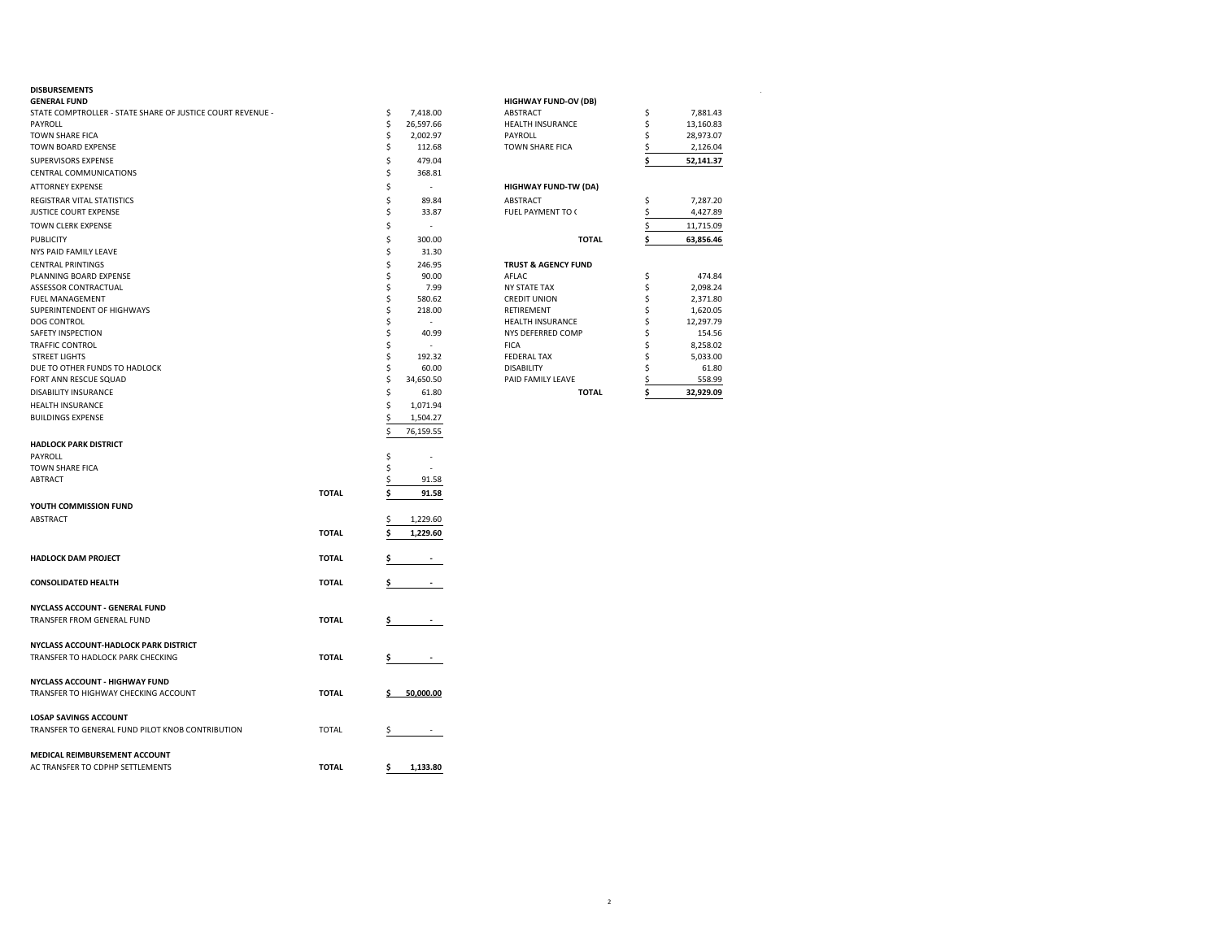## DISBURSEMENTS

### GENERAL FUND

| Item | Amount |
|---|---|
| STATE COMPTROLLER - STATE SHARE OF JUSTICE COURT REVENUE - | $ 7,418.00 |
| PAYROLL | $ 26,597.66 |
| TOWN SHARE FICA | $ 2,002.97 |
| TOWN BOARD EXPENSE | $ 112.68 |
| SUPERVISORS EXPENSE | $ 479.04 |
| CENTRAL COMMUNICATIONS | $ 368.81 |
| ATTORNEY EXPENSE | $ - |
| REGISTRAR VITAL STATISTICS | $ 89.84 |
| JUSTICE COURT EXPENSE | $ 33.87 |
| TOWN CLERK EXPENSE | $ - |
| PUBLICITY | $ 300.00 |
| NYS PAID FAMILY LEAVE | $ 31.30 |
| CENTRAL PRINTINGS | $ 246.95 |
| PLANNING BOARD EXPENSE | $ 90.00 |
| ASSESSOR CONTRACTUAL | $ 7.99 |
| FUEL MANAGEMENT | $ 580.62 |
| SUPERINTENDENT OF HIGHWAYS | $ 218.00 |
| DOG CONTROL | $ - |
| SAFETY INSPECTION | $ 40.99 |
| TRAFFIC CONTROL | $ - |
| STREET LIGHTS | $ 192.32 |
| DUE TO OTHER FUNDS TO HADLOCK | $ 60.00 |
| FORT ANN RESCUE SQUAD | $ 34,650.50 |
| DISABILITY INSURANCE | $ 61.80 |
| HEALTH INSURANCE | $ 1,071.94 |
| BUILDINGS EXPENSE | $ 1,504.27 |
| | $ 76,159.55 |

### HADLOCK PARK DISTRICT

| Item | Amount |
|---|---|
| PAYROLL | $ - |
| TOWN SHARE FICA | $ - |
| ABTRACT | $ 91.58 |
| **TOTAL** | **$ 91.58** |

### YOUTH COMMISSION FUND

| Item | Amount |
|---|---|
| ABSTRACT | $ 1,229.60 |
| **TOTAL** | **$ 1,229.60** |

| Item | | Amount |
|---|---|---|
| **HADLOCK DAM PROJECT** | **TOTAL** | **$ -** |
| **CONSOLIDATED HEALTH** | **TOTAL** | **$ -** |

### NYCLASS ACCOUNT - GENERAL FUND

| Item | | Amount |
|---|---|---|
| TRANSFER FROM GENERAL FUND | **TOTAL** | **$ -** |

### NYCLASS ACCOUNT-HADLOCK PARK DISTRICT

| Item | | Amount |
|---|---|---|
| TRANSFER TO HADLOCK PARK CHECKING | **TOTAL** | **$ -** |

### NYCLASS ACCOUNT - HIGHWAY FUND

| Item | | Amount |
|---|---|---|
| TRANSFER TO HIGHWAY CHECKING ACCOUNT | **TOTAL** | **$ 50,000.00** |

### LOSAP SAVINGS ACCOUNT

| Item | | Amount |
|---|---|---|
| TRANSFER TO GENERAL FUND PILOT KNOB CONTRIBUTION | TOTAL | $ - |

### MEDICAL REIMBURSEMENT ACCOUNT

| Item | | Amount |
|---|---|---|
| AC TRANSFER TO CDPHP SETTLEMENTS | **TOTAL** | **$ 1,133.80** |

### HIGHWAY FUND-OV (DB)

| Item | Amount |
|---|---|
| ABSTRACT | $ 7,881.43 |
| HEALTH INSURANCE | $ 13,160.83 |
| PAYROLL | $ 28,973.07 |
| TOWN SHARE FICA | $ 2,126.04 |
| | **$ 52,141.37** |

### HIGHWAY FUND-TW (DA)

| Item | Amount |
|---|---|
| ABSTRACT | $ 7,287.20 |
| FUEL PAYMENT TO ( | $ 4,427.89 |
| | $ 11,715.09 |
| **TOTAL** | **$ 63,856.46** |

### TRUST & AGENCY FUND

| Item | Amount |
|---|---|
| AFLAC | $ 474.84 |
| NY STATE TAX | $ 2,098.24 |
| CREDIT UNION | $ 2,371.80 |
| RETIREMENT | $ 1,620.05 |
| HEALTH INSURANCE | $ 12,297.79 |
| NYS DEFERRED COMP | $ 154.56 |
| FICA | $ 8,258.02 |
| FEDERAL TAX | $ 5,033.00 |
| DISABILITY | $ 61.80 |
| PAID FAMILY LEAVE | $ 558.99 |
| **TOTAL** | **$ 32,929.09** |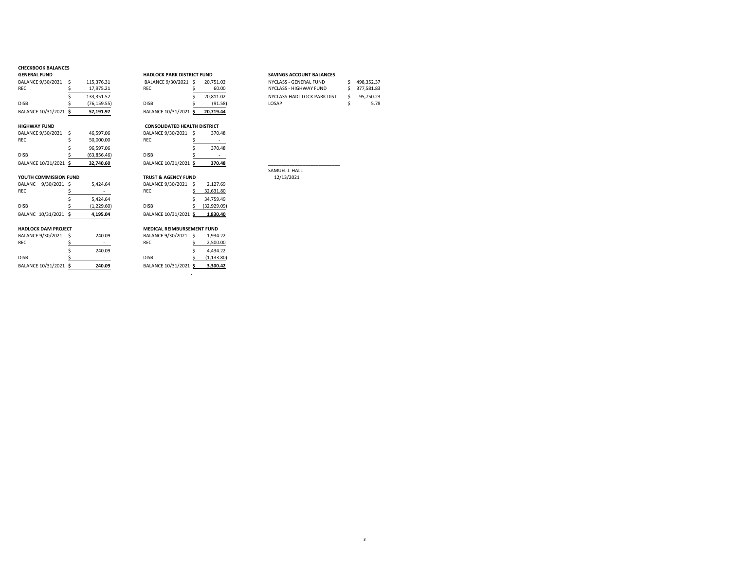**CHECKBOOK BALANCES**

**GENERAL FUND**

| | | |
|---|---|---|
| BALANCE 9/30/2021 | $ | 115,376.31 |
| REC | $ | 17,975.21 |
| | $ | 133,351.52 |
| DISB | $ | (76,159.55) |
| BALANCE 10/31/2021 | **$** | **57,191.97** |

**HIGHWAY FUND**

| | | |
|---|---|---|
| BALANCE 9/30/2021 | $ | 46,597.06 |
| REC | $ | 50,000.00 |
| | $ | 96,597.06 |
| DISB | $ | (63,856.46) |
| BALANCE 10/31/2021 | **$** | **32,740.60** |

**YOUTH COMMISSION FUND**

| | | |
|---|---|---|
| BALANC 9/30/2021 | $ | 5,424.64 |
| REC | $ | - |
| | $ | 5,424.64 |
| DISB | $ | (1,229.60) |
| BALANC 10/31/2021 | **$** | **4,195.04** |

**HADLOCK DAM PROJECT**

| | | |
|---|---|---|
| BALANCE 9/30/2021 | $ | 240.09 |
| REC | $ | - |
| | $ | 240.09 |
| DISB | $ | - |
| BALANCE 10/31/2021 | **$** | **240.09** |

**HADLOCK PARK DISTRICT FUND**

| | | |
|---|---|---|
| BALANCE 9/30/2021 | $ | 20,751.02 |
| REC | $ | 60.00 |
| | $ | 20,811.02 |
| DISB | $ | (91.58) |
| BALANCE 10/31/2021 | **$** | **20,719.44** |

**CONSOLIDATED HEALTH DISTRICT**

| | | |
|---|---|---|
| BALANCE 9/30/2021 | $ | 370.48 |
| REC | $ | - |
| | $ | 370.48 |
| DISB | $ | - |
| BALANCE 10/31/2021 | **$** | **370.48** |

**TRUST & AGENCY FUND**

| | | |
|---|---|---|
| BALANCE 9/30/2021 | $ | 2,127.69 |
| REC | $ | 32,631.80 |
| | $ | 34,759.49 |
| DISB | $ | (32,929.09) |
| BALANCE 10/31/2021 | **$** | **1,830.40** |

**MEDICAL REIMBURSEMENT FUND**

| | | |
|---|---|---|
| BALANCE 9/30/2021 | $ | 1,934.22 |
| REC | $ | 2,500.00 |
| | $ | 4,434.22 |
| DISB | $ | (1,133.80) |
| BALANCE 10/31/2021 | **$** | **3,300.42** |

**SAVINGS ACCOUNT BALANCES**

| | | |
|---|---|---|
| NYCLASS - GENERAL FUND | $ | 498,352.37 |
| NYCLASS - HIGHWAY FUND | $ | 377,581.83 |
| NYCLASS-HADL LOCK PARK DIST | $ | 95,750.23 |
| LOSAP | $ | 5.78 |

\_\_\_\_\_\_\_\_\_\_\_\_\_\_\_\_\_\_\_\_\_\_\_\_\_\_\_\_

SAMUEL J. HALL
12/13/2021